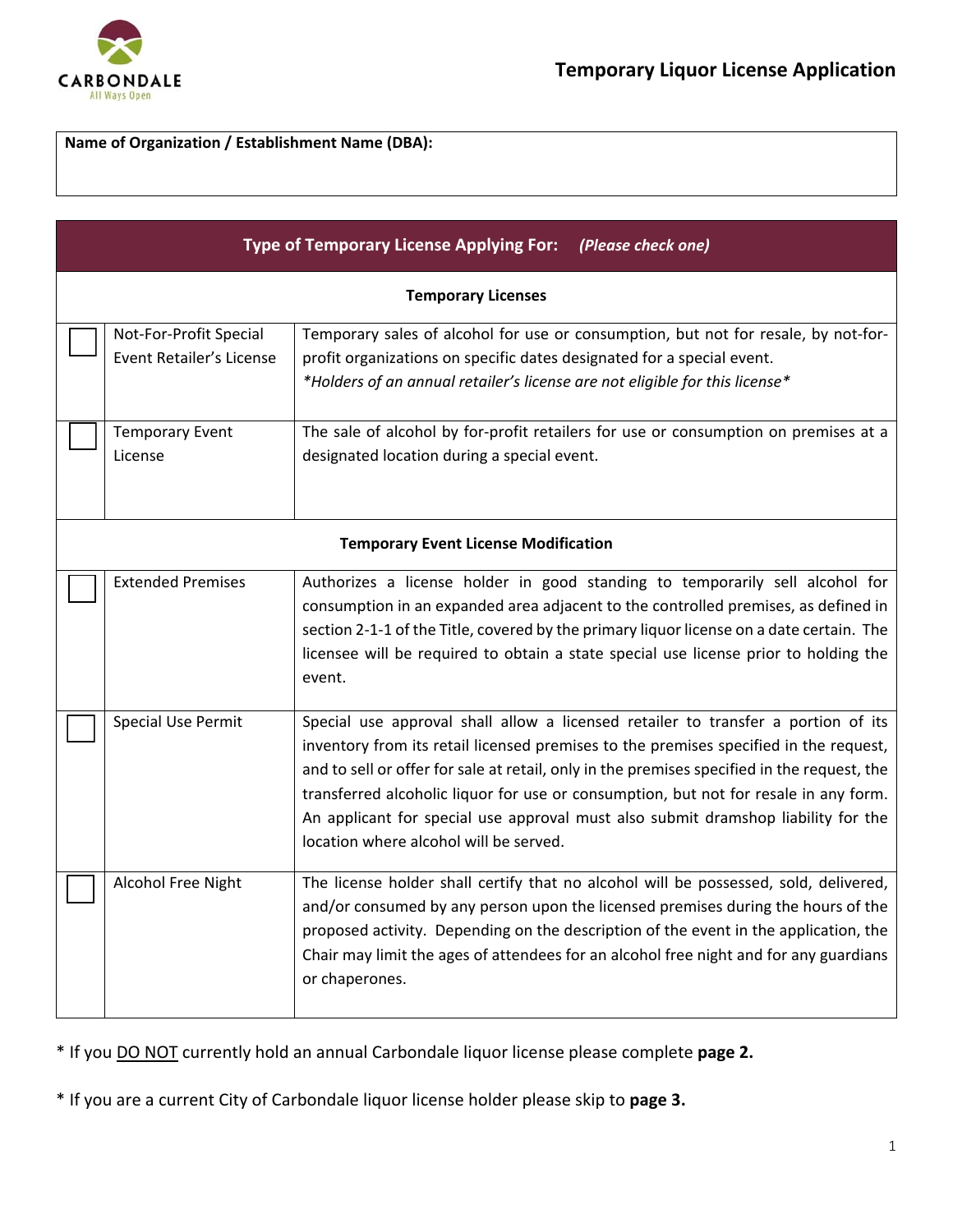# Temporary Liquor License Application

CARBONDALE
All Ways Open

**Name of Organization / Establishment Name (DBA):**

| **Type of Temporary License Applying For:** *(Please check one)* | | |
|---|---|---|
| **Temporary Licenses** | | |
| ☐ | Not-For-Profit Special Event Retailer's License | Temporary sales of alcohol for use or consumption, but not for resale, by not-for-profit organizations on specific dates designated for a special event. *\*Holders of an annual retailer's license are not eligible for this license\** |
| ☐ | Temporary Event License | The sale of alcohol by for-profit retailers for use or consumption on premises at a designated location during a special event. |
| **Temporary Event License Modification** | | |
| ☐ | Extended Premises | Authorizes a license holder in good standing to temporarily sell alcohol for consumption in an expanded area adjacent to the controlled premises, as defined in section 2-1-1 of the Title, covered by the primary liquor license on a date certain. The licensee will be required to obtain a state special use license prior to holding the event. |
| ☐ | Special Use Permit | Special use approval shall allow a licensed retailer to transfer a portion of its inventory from its retail licensed premises to the premises specified in the request, and to sell or offer for sale at retail, only in the premises specified in the request, the transferred alcoholic liquor for use or consumption, but not for resale in any form. An applicant for special use approval must also submit dramshop liability for the location where alcohol will be served. |
| ☐ | Alcohol Free Night | The license holder shall certify that no alcohol will be possessed, sold, delivered, and/or consumed by any person upon the licensed premises during the hours of the proposed activity. Depending on the description of the event in the application, the Chair may limit the ages of attendees for an alcohol free night and for any guardians or chaperones. |

\* If you <u>DO NOT</u> currently hold an annual Carbondale liquor license please complete **page 2.**

\* If you are a current City of Carbondale liquor license holder please skip to **page 3.**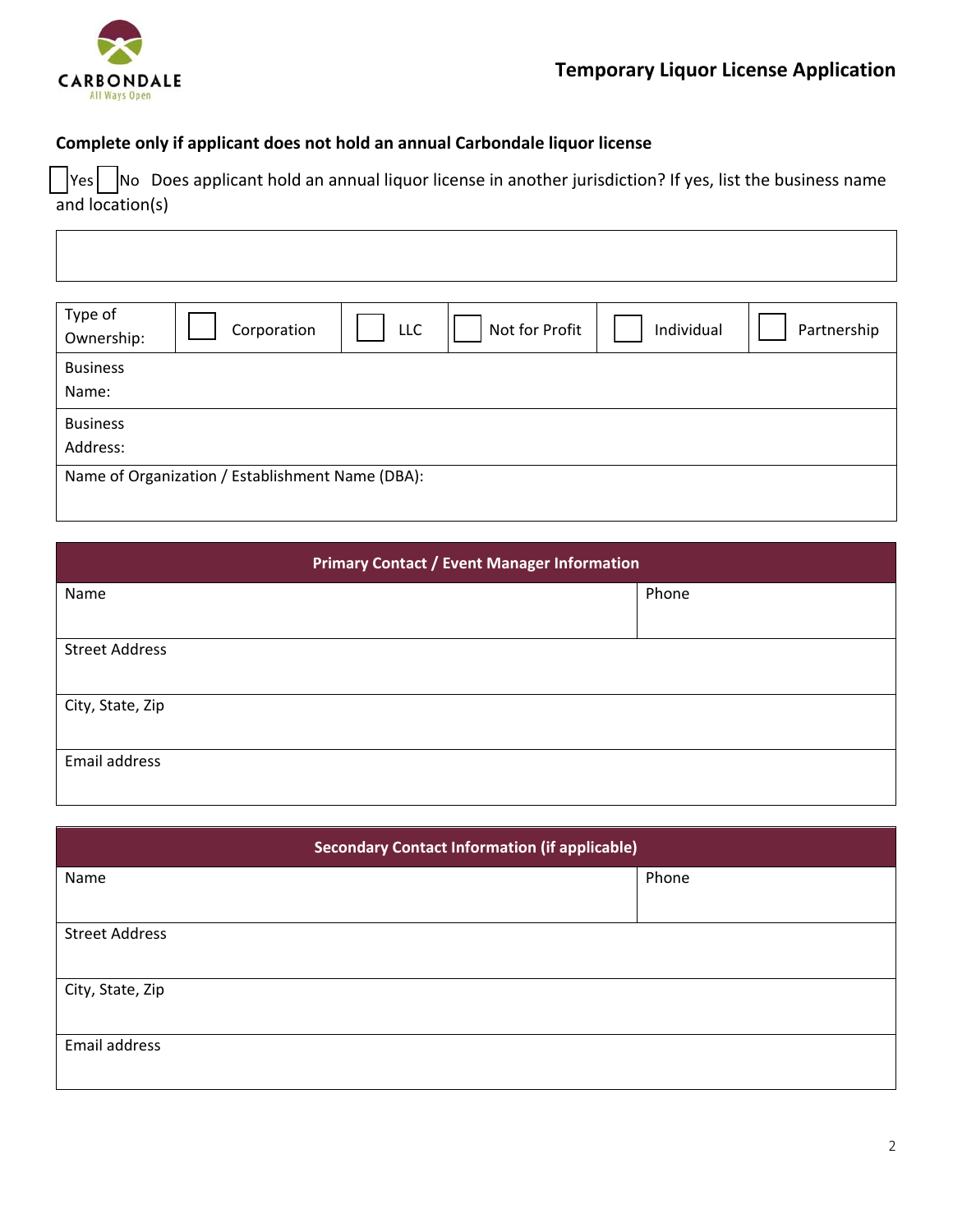# Temporary Liquor License Application

**Complete only if applicant does not hold an annual Carbondale liquor license**

☐ Yes ☐ No  Does applicant hold an annual liquor license in another jurisdiction? If yes, list the business name and location(s)

|  |
|---|
|  |

| Type of Ownership: | ☐ Corporation | ☐ LLC | ☐ Not for Profit | ☐ Individual | ☐ Partnership |
|---|---|---|---|---|---|
| Business Name: | | | | | |
| Business Address: | | | | | |
| Name of Organization / Establishment Name (DBA): | | | | | |

| Primary Contact / Event Manager Information | |
|---|---|
| Name | Phone |
| Street Address | |
| City, State, Zip | |
| Email address | |

| Secondary Contact Information (if applicable) | |
|---|---|
| Name | Phone |
| Street Address | |
| City, State, Zip | |
| Email address | |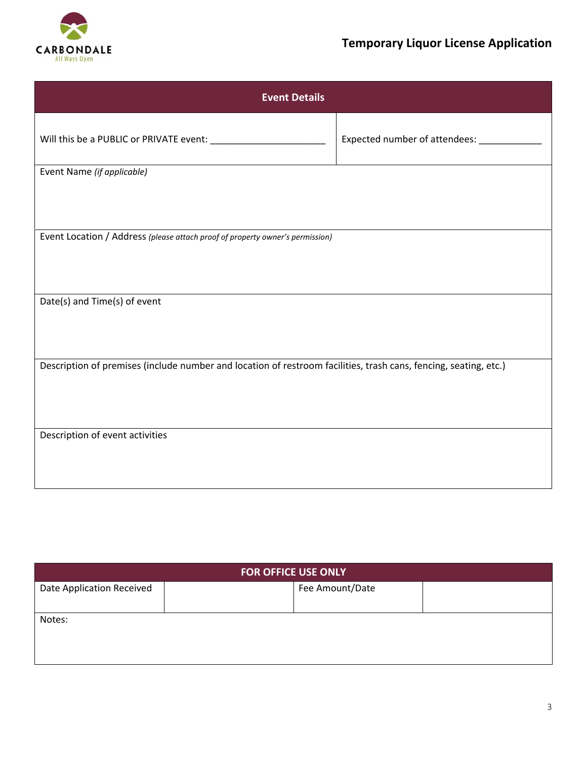CARBONDALE
All Ways Open

# Temporary Liquor License Application

## Event Details

| Will this be a PUBLIC or PRIVATE event: ______________________ | Expected number of attendees: ____________ |
|---|---|

Event Name *(if applicable)*

Event Location / Address *(please attach proof of property owner's permission)*

Date(s) and Time(s) of event

Description of premises (include number and location of restroom facilities, trash cans, fencing, seating, etc.)

Description of event activities

## FOR OFFICE USE ONLY

| Date Application Received | | Fee Amount/Date | |
|---|---|---|---|
| Notes: | | | |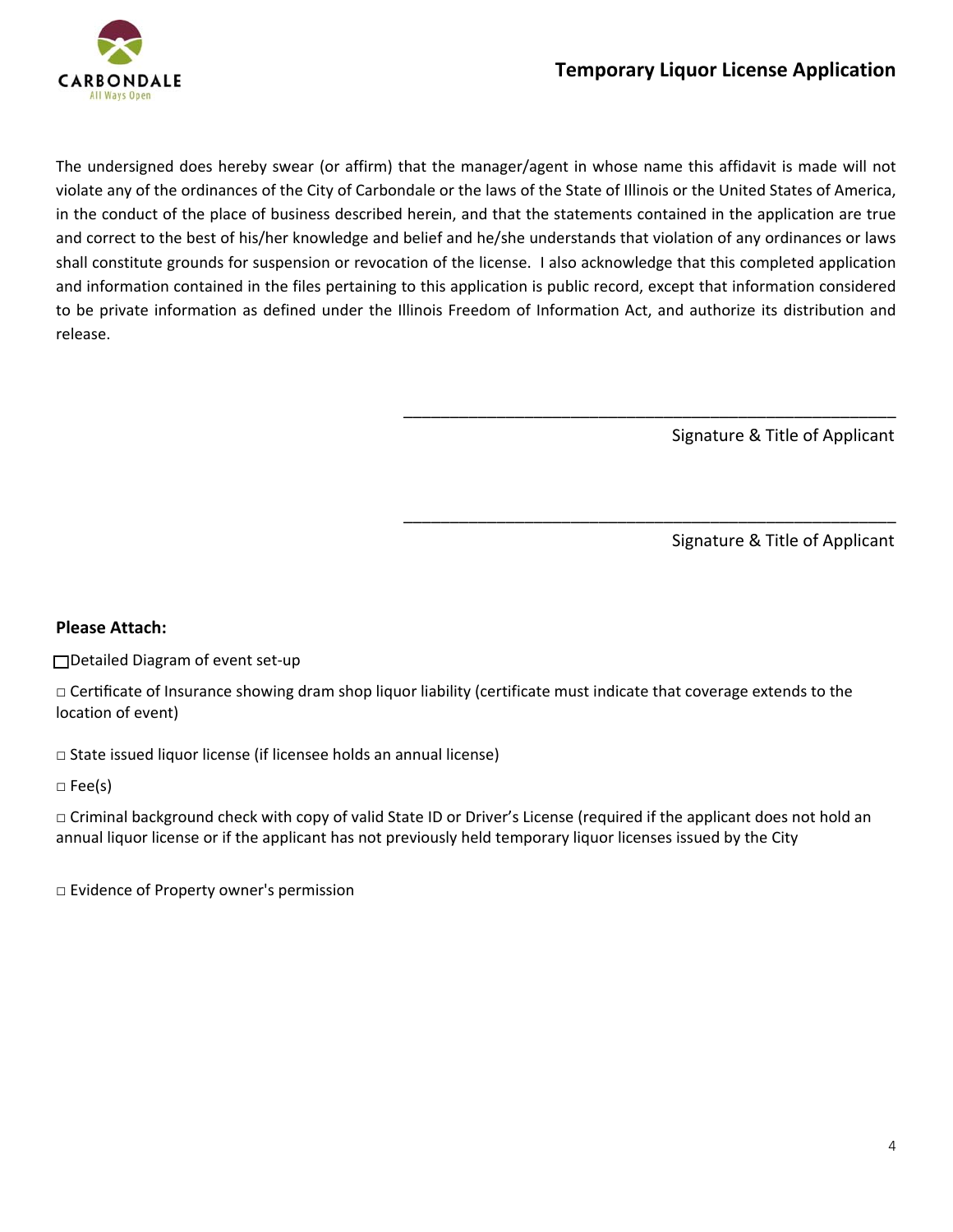# Temporary Liquor License Application

The undersigned does hereby swear (or affirm) that the manager/agent in whose name this affidavit is made will not violate any of the ordinances of the City of Carbondale or the laws of the State of Illinois or the United States of America, in the conduct of the place of business described herein, and that the statements contained in the application are true and correct to the best of his/her knowledge and belief and he/she understands that violation of any ordinances or laws shall constitute grounds for suspension or revocation of the license. I also acknowledge that this completed application and information contained in the files pertaining to this application is public record, except that information considered to be private information as defined under the Illinois Freedom of Information Act, and authorize its distribution and release.

\_\_\_\_\_\_\_\_\_\_\_\_\_\_\_\_\_\_\_\_\_\_\_\_\_\_\_\_\_\_\_\_\_\_\_\_\_\_\_\_\_\_\_\_\_\_\_\_\_\_\_\_

Signature & Title of Applicant

\_\_\_\_\_\_\_\_\_\_\_\_\_\_\_\_\_\_\_\_\_\_\_\_\_\_\_\_\_\_\_\_\_\_\_\_\_\_\_\_\_\_\_\_\_\_\_\_\_\_\_\_

Signature & Title of Applicant

**Please Attach:**

☐ Detailed Diagram of event set-up

☐ Certificate of Insurance showing dram shop liquor liability (certificate must indicate that coverage extends to the location of event)

☐ State issued liquor license (if licensee holds an annual license)

☐ Fee(s)

☐ Criminal background check with copy of valid State ID or Driver's License (required if the applicant does not hold an annual liquor license or if the applicant has not previously held temporary liquor licenses issued by the City

☐ Evidence of Property owner's permission